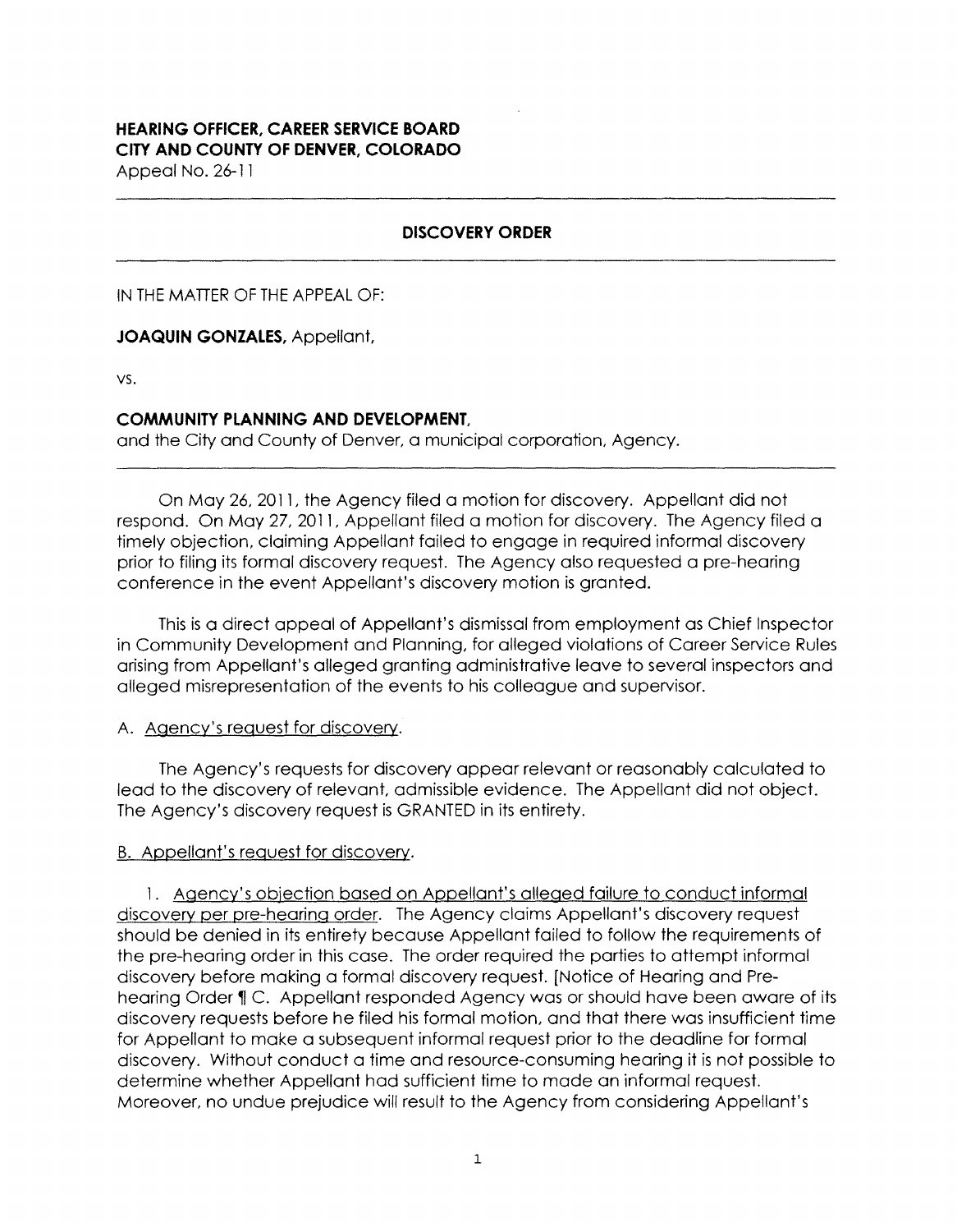**HEARING OFFICER, CAREER SERVICE BOARD**
**CITY AND COUNTY OF DENVER, COLORADO**
Appeal No. 26-11

---

**DISCOVERY ORDER**

---

IN THE MATTER OF THE APPEAL OF:

**JOAQUIN GONZALES,** Appellant,

vs.

**COMMUNITY PLANNING AND DEVELOPMENT,**
and the City and County of Denver, a municipal corporation, Agency.

---

On May 26, 2011, the Agency filed a motion for discovery. Appellant did not respond. On May 27, 2011, Appellant filed a motion for discovery. The Agency filed a timely objection, claiming Appellant failed to engage in required informal discovery prior to filing its formal discovery request. The Agency also requested a pre-hearing conference in the event Appellant's discovery motion is granted.

This is a direct appeal of Appellant's dismissal from employment as Chief Inspector in Community Development and Planning, for alleged violations of Career Service Rules arising from Appellant's alleged granting administrative leave to several inspectors and alleged misrepresentation of the events to his colleague and supervisor.

A. Agency's request for discovery.

The Agency's requests for discovery appear relevant or reasonably calculated to lead to the discovery of relevant, admissible evidence. The Appellant did not object. The Agency's discovery request is GRANTED in its entirety.

B. Appellant's request for discovery.

1. Agency's objection based on Appellant's alleged failure to conduct informal discovery per pre-hearing order. The Agency claims Appellant's discovery request should be denied in its entirety because Appellant failed to follow the requirements of the pre-hearing order in this case. The order required the parties to attempt informal discovery before making a formal discovery request. [Notice of Hearing and Pre-hearing Order ¶ C. Appellant responded Agency was or should have been aware of its discovery requests before he filed his formal motion, and that there was insufficient time for Appellant to make a subsequent informal request prior to the deadline for formal discovery. Without conduct a time and resource-consuming hearing it is not possible to determine whether Appellant had sufficient time to made an informal request. Moreover, no undue prejudice will result to the Agency from considering Appellant's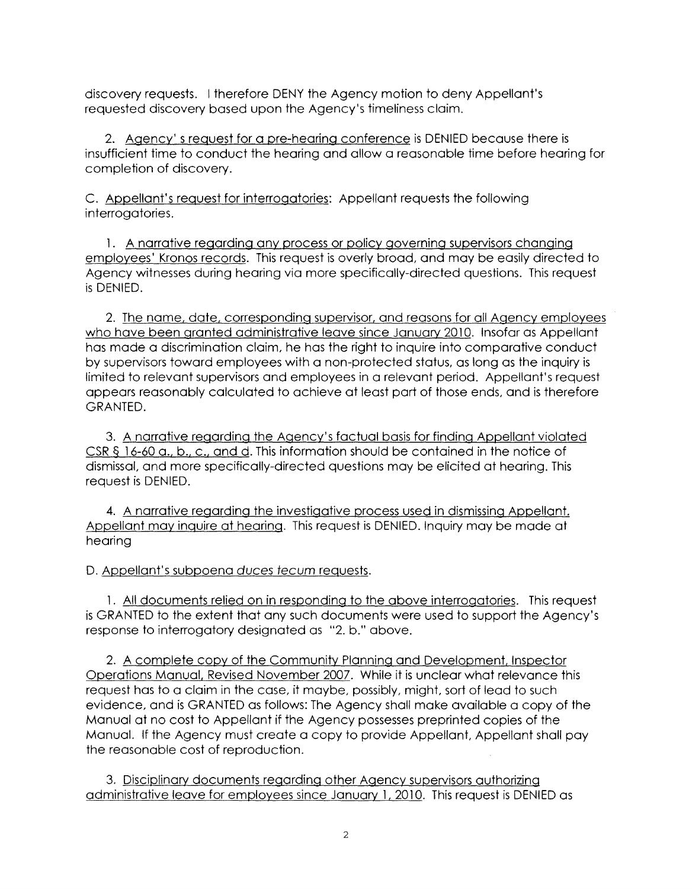discovery requests. I therefore DENY the Agency motion to deny Appellant's requested discovery based upon the Agency's timeliness claim.

2. <u>Agency's request for a pre-hearing conference</u> is DENIED because there is insufficient time to conduct the hearing and allow a reasonable time before hearing for completion of discovery.

C. <u>Appellant's request for interrogatories</u>: Appellant requests the following interrogatories.

1. <u>A narrative regarding any process or policy governing supervisors changing employees' Kronos records</u>. This request is overly broad, and may be easily directed to Agency witnesses during hearing via more specifically-directed questions. This request is DENIED.

2. <u>The name, date, corresponding supervisor, and reasons for all Agency employees who have been granted administrative leave since January 2010</u>. Insofar as Appellant has made a discrimination claim, he has the right to inquire into comparative conduct by supervisors toward employees with a non-protected status, as long as the inquiry is limited to relevant supervisors and employees in a relevant period. Appellant's request appears reasonably calculated to achieve at least part of those ends, and is therefore GRANTED.

3. <u>A narrative regarding the Agency's factual basis for finding Appellant violated CSR § 16-60 a., b., c., and d</u>. This information should be contained in the notice of dismissal, and more specifically-directed questions may be elicited at hearing. This request is DENIED.

4. <u>A narrative regarding the investigative process used in dismissing Appellant. Appellant may inquire at hearing</u>. This request is DENIED. Inquiry may be made at hearing

D. <u>Appellant's subpoena *duces tecum* requests</u>.

1. <u>All documents relied on in responding to the above interrogatories</u>. This request is GRANTED to the extent that any such documents were used to support the Agency's response to interrogatory designated as "2. b." above.

2. <u>A complete copy of the Community Planning and Development, Inspector Operations Manual, Revised November 2007</u>. While it is unclear what relevance this request has to a claim in the case, it maybe, possibly, might, sort of lead to such evidence, and is GRANTED as follows: The Agency shall make available a copy of the Manual at no cost to Appellant if the Agency possesses preprinted copies of the Manual. If the Agency must create a copy to provide Appellant, Appellant shall pay the reasonable cost of reproduction.

3. <u>Disciplinary documents regarding other Agency supervisors authorizing administrative leave for employees since January 1, 2010</u>. This request is DENIED as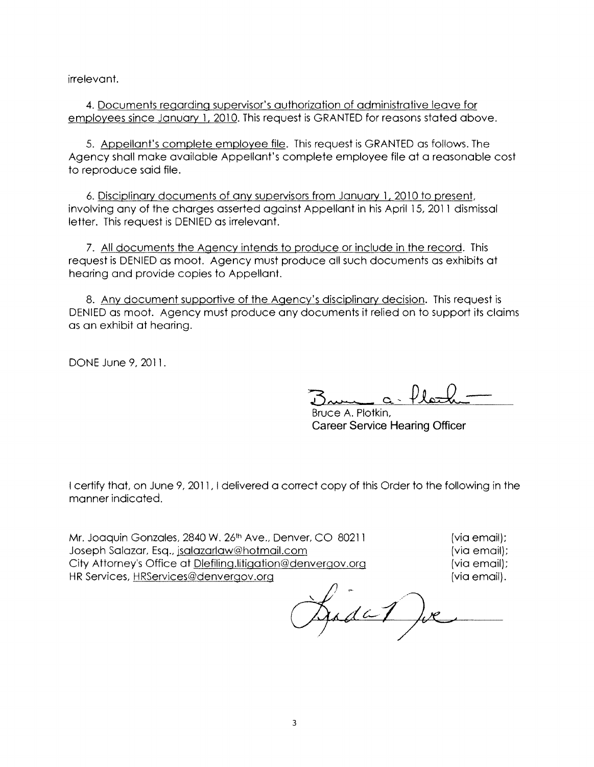irrelevant.

4. Documents regarding supervisor's authorization of administrative leave for employees since January 1, 2010. This request is GRANTED for reasons stated above.

5. Appellant's complete employee file. This request is GRANTED as follows. The Agency shall make available Appellant's complete employee file at a reasonable cost to reproduce said file.

6. Disciplinary documents of any supervisors from January 1, 2010 to present, involving any of the charges asserted against Appellant in his April 15, 2011 dismissal letter. This request is DENIED as irrelevant.

7. All documents the Agency intends to produce or include in the record. This request is DENIED as moot. Agency must produce all such documents as exhibits at hearing and provide copies to Appellant.

8. Any document supportive of the Agency's disciplinary decision. This request is DENIED as moot. Agency must produce any documents it relied on to support its claims as an exhibit at hearing.

DONE June 9, 2011.

Bruce A. Plotkin,
Career Service Hearing Officer

I certify that, on June 9, 2011, I delivered a correct copy of this Order to the following in the manner indicated.

Mr. Joaquin Gonzales, 2840 W. 26th Ave., Denver, CO 80211 (via email);
Joseph Salazar, Esq., jsalazarlaw@hotmail.com (via email);
City Attorney's Office at Dlefiling.litigation@denvergov.org (via email);
HR Services, HRServices@denvergov.org (via email).